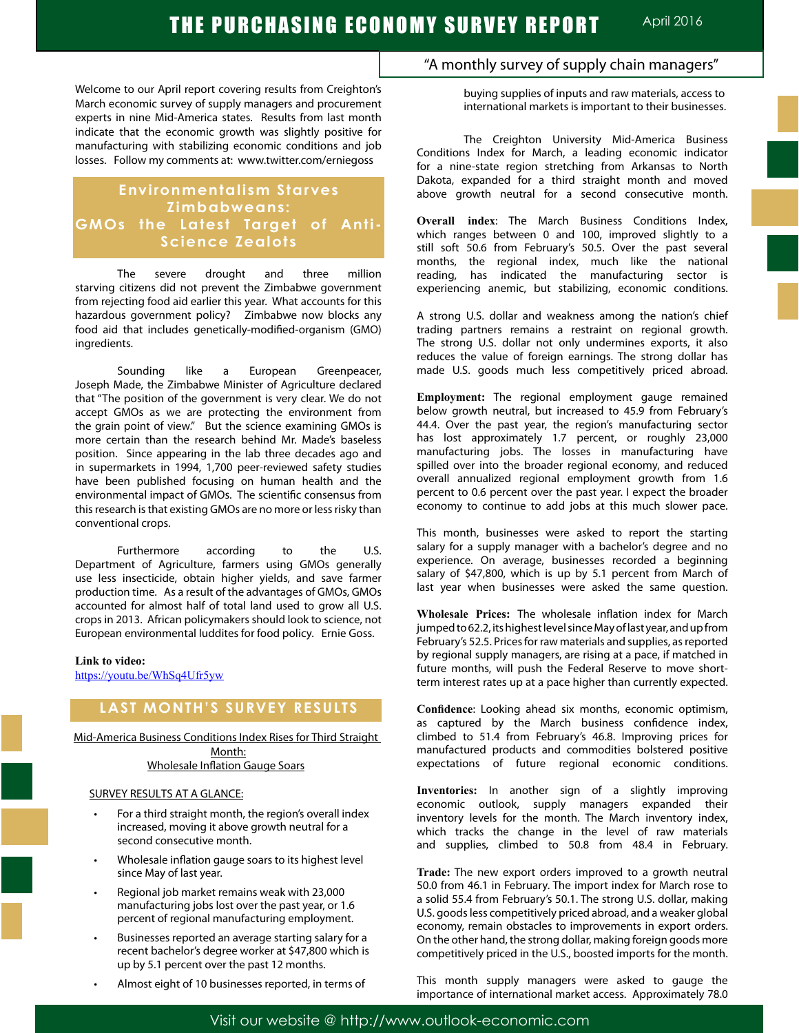# THE PURCHASING ECONOMY SURVEY REPORT

April 2016

"A monthly survey of supply chain managers"

Welcome to our April report covering results from Creighton's March economic survey of supply managers and procurement experts in nine Mid-America states. Results from last month indicate that the economic growth was slightly positive for manufacturing with stabilizing economic conditions and job losses. Follow my comments at: www.twitter.com/erniegoss

## Environmentalism Starves Zimbabweans: GMOs the Latest Target of Anti-Science Zealots

The severe drought and three million starving citizens did not prevent the Zimbabwe government from rejecting food aid earlier this year. What accounts for this hazardous government policy? Zimbabwe now blocks any food aid that includes genetically-modified-organism (GMO) ingredients.

Sounding like a European Greenpeacer, Joseph Made, the Zimbabwe Minister of Agriculture declared that "The position of the government is very clear. We do not accept GMOs as we are protecting the environment from the grain point of view." But the science examining GMOs is more certain than the research behind Mr. Made's baseless position. Since appearing in the lab three decades ago and in supermarkets in 1994, 1,700 peer-reviewed safety studies have been published focusing on human health and the environmental impact of GMOs. The scientific consensus from this research is that existing GMOs are no more or less risky than conventional crops.

Furthermore according to the U.S. Department of Agriculture, farmers using GMOs generally use less insecticide, obtain higher yields, and save farmer production time. As a result of the advantages of GMOs, GMOs accounted for almost half of total land used to grow all U.S. crops in 2013. African policymakers should look to science, not European environmental luddites for food policy. Ernie Goss.

**Link to video:**
https://youtu.be/WhSq4Ufr5yw

## LAST MONTH'S SURVEY RESULTS

Mid-America Business Conditions Index Rises for Third Straight Month:
Wholesale Inflation Gauge Soars

SURVEY RESULTS AT A GLANCE:

- For a third straight month, the region's overall index increased, moving it above growth neutral for a second consecutive month.
- Wholesale inflation gauge soars to its highest level since May of last year.
- Regional job market remains weak with 23,000 manufacturing jobs lost over the past year, or 1.6 percent of regional manufacturing employment.
- Businesses reported an average starting salary for a recent bachelor's degree worker at $47,800 which is up by 5.1 percent over the past 12 months.
- Almost eight of 10 businesses reported, in terms of buying supplies of inputs and raw materials, access to international markets is important to their businesses.

The Creighton University Mid-America Business Conditions Index for March, a leading economic indicator for a nine-state region stretching from Arkansas to North Dakota, expanded for a third straight month and moved above growth neutral for a second consecutive month.

**Overall index**: The March Business Conditions Index, which ranges between 0 and 100, improved slightly to a still soft 50.6 from February's 50.5. Over the past several months, the regional index, much like the national reading, has indicated the manufacturing sector is experiencing anemic, but stabilizing, economic conditions.

A strong U.S. dollar and weakness among the nation's chief trading partners remains a restraint on regional growth. The strong U.S. dollar not only undermines exports, it also reduces the value of foreign earnings. The strong dollar has made U.S. goods much less competitively priced abroad.

**Employment:** The regional employment gauge remained below growth neutral, but increased to 45.9 from February's 44.4. Over the past year, the region's manufacturing sector has lost approximately 1.7 percent, or roughly 23,000 manufacturing jobs. The losses in manufacturing have spilled over into the broader regional economy, and reduced overall annualized regional employment growth from 1.6 percent to 0.6 percent over the past year. I expect the broader economy to continue to add jobs at this much slower pace.

This month, businesses were asked to report the starting salary for a supply manager with a bachelor's degree and no experience. On average, businesses recorded a beginning salary of $47,800, which is up by 5.1 percent from March of last year when businesses were asked the same question.

**Wholesale Prices:** The wholesale inflation index for March jumped to 62.2, its highest level since May of last year, and up from February's 52.5. Prices for raw materials and supplies, as reported by regional supply managers, are rising at a pace, if matched in future months, will push the Federal Reserve to move short-term interest rates up at a pace higher than currently expected.

**Confidence**: Looking ahead six months, economic optimism, as captured by the March business confidence index, climbed to 51.4 from February's 46.8. Improving prices for manufactured products and commodities bolstered positive expectations of future regional economic conditions.

**Inventories:** In another sign of a slightly improving economic outlook, supply managers expanded their inventory levels for the month. The March inventory index, which tracks the change in the level of raw materials and supplies, climbed to 50.8 from 48.4 in February.

**Trade:** The new export orders improved to a growth neutral 50.0 from 46.1 in February. The import index for March rose to a solid 55.4 from February's 50.1. The strong U.S. dollar, making U.S. goods less competitively priced abroad, and a weaker global economy, remain obstacles to improvements in export orders. On the other hand, the strong dollar, making foreign goods more competitively priced in the U.S., boosted imports for the month.

This month supply managers were asked to gauge the importance of international market access. Approximately 78.0

Visit our website @ http://www.outlook-economic.com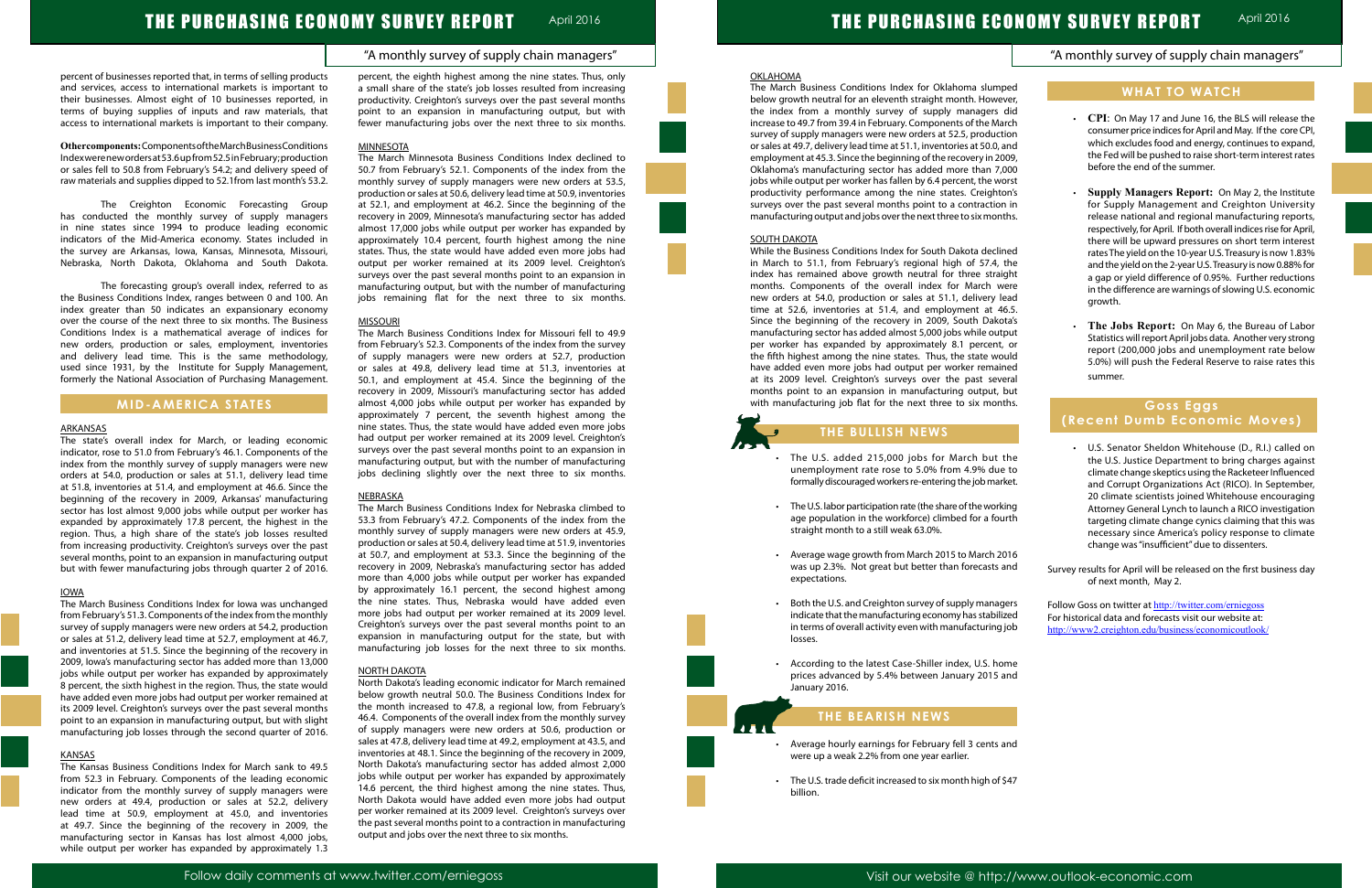"A monthly survey of supply chain managers"

percent of businesses reported that, in terms of selling products and services, access to international markets is important to their businesses. Almost eight of 10 businesses reported, in terms of buying supplies of inputs and raw materials, that access to international markets is important to their company.

**Other components:** Components of the March Business Conditions Index were new orders at 53.6 up from 52.5 in February; production or sales fell to 50.8 from February's 54.2; and delivery speed of raw materials and supplies dipped to 52.1 from last month's 53.2.

The Creighton Economic Forecasting Group has conducted the monthly survey of supply managers in nine states since 1994 to produce leading economic indicators of the Mid-America economy. States included in the survey are Arkansas, Iowa, Kansas, Minnesota, Missouri, Nebraska, North Dakota, Oklahoma and South Dakota.

The forecasting group's overall index, referred to as the Business Conditions Index, ranges between 0 and 100. An index greater than 50 indicates an expansionary economy over the course of the next three to six months. The Business Conditions Index is a mathematical average of indices for new orders, production or sales, employment, inventories and delivery lead time. This is the same methodology, used since 1931, by the Institute for Supply Management, formerly the National Association of Purchasing Management.

## MID-AMERICA STATES

### ARKANSAS

The state's overall index for March, or leading economic indicator, rose to 51.0 from February's 46.1. Components of the index from the monthly survey of supply managers were new orders at 54.0, production or sales at 51.1, delivery lead time at 51.8, inventories at 51.4, and employment at 46.6. Since the beginning of the recovery in 2009, Arkansas' manufacturing sector has lost almost 9,000 jobs while output per worker has expanded by approximately 17.8 percent, the highest in the region. Thus, a high share of the state's job losses resulted from increasing productivity. Creighton's surveys over the past several months, point to an expansion in manufacturing output but with fewer manufacturing jobs through quarter 2 of 2016.

### IOWA

The March Business Conditions Index for Iowa was unchanged from February's 51.3. Components of the index from the monthly survey of supply managers were new orders at 54.2, production or sales at 51.2, delivery lead time at 52.7, employment at 46.7, and inventories at 51.5. Since the beginning of the recovery in 2009, Iowa's manufacturing sector has added more than 13,000 jobs while output per worker has expanded by approximately 8 percent, the sixth highest in the region. Thus, the state would have added even more jobs had output per worker remained at its 2009 level. Creighton's surveys over the past several months point to an expansion in manufacturing output, but with slight manufacturing job losses through the second quarter of 2016.

### KANSAS

The Kansas Business Conditions Index for March sank to 49.5 from 52.3 in February. Components of the leading economic indicator from the monthly survey of supply managers were new orders at 49.4, production or sales at 52.2, delivery lead time at 50.9, employment at 45.0, and inventories at 49.7. Since the beginning of the recovery in 2009, the manufacturing sector in Kansas has lost almost 4,000 jobs, while output per worker has expanded by approximately 1.3 percent, the eighth highest among the nine states. Thus, only a small share of the state's job losses resulted from increasing productivity. Creighton's surveys over the past several months point to an expansion in manufacturing output, but with fewer manufacturing jobs over the next three to six months.

### MINNESOTA

The March Minnesota Business Conditions Index declined to 50.7 from February's 52.1. Components of the index from the monthly survey of supply managers were new orders at 53.5, production or sales at 50.6, delivery lead time at 50.9, inventories at 52.1, and employment at 46.2. Since the beginning of the recovery in 2009, Minnesota's manufacturing sector has added almost 17,000 jobs while output per worker has expanded by approximately 10.4 percent, fourth highest among the nine states. Thus, the state would have added even more jobs had output per worker remained at its 2009 level. Creighton's surveys over the past several months point to an expansion in manufacturing output, but with the number of manufacturing jobs remaining flat for the next three to six months.

### MISSOURI

The March Business Conditions Index for Missouri fell to 49.9 from February's 52.3. Components of the index from the survey of supply managers were new orders at 52.7, production or sales at 49.8, delivery lead time at 51.3, inventories at 50.1, and employment at 45.4. Since the beginning of the recovery in 2009, Missouri's manufacturing sector has added almost 4,000 jobs while output per worker has expanded by approximately 7 percent, the seventh highest among the nine states. Thus, the state would have added even more jobs had output per worker remained at its 2009 level. Creighton's surveys over the past several months point to an expansion in manufacturing output, but with the number of manufacturing jobs declining slightly over the next three to six months.

### NEBRASKA

The March Business Conditions Index for Nebraska climbed to 53.3 from February's 47.2. Components of the index from the monthly survey of supply managers were new orders at 45.9, production or sales at 50.4, delivery lead time at 51.9, inventories at 50.7, and employment at 53.3. Since the beginning of the recovery in 2009, Nebraska's manufacturing sector has added more than 4,000 jobs while output per worker has expanded by approximately 16.1 percent, the second highest among the nine states. Thus, Nebraska would have added even more jobs had output per worker remained at its 2009 level. Creighton's surveys over the past several months point to an expansion in manufacturing output for the state, but with manufacturing job losses for the next three to six months.

### NORTH DAKOTA

North Dakota's leading economic indicator for March remained below growth neutral 50.0. The Business Conditions Index for the month increased to 47.8, a regional low, from February's 46.4. Components of the overall index from the monthly survey of supply managers were new orders at 50.6, production or sales at 47.8, delivery lead time at 49.2, employment at 43.5, and inventories at 48.1. Since the beginning of the recovery in 2009, North Dakota's manufacturing sector has added almost 2,000 jobs while output per worker has expanded by approximately 14.6 percent, the third highest among the nine states. Thus, North Dakota would have added even more jobs had output per worker remained at its 2009 level. Creighton's surveys over the past several months point to a contraction in manufacturing output and jobs over the next three to six months.

### OKLAHOMA

The March Business Conditions Index for Oklahoma slumped below growth neutral for an eleventh straight month. However, the index from a monthly survey of supply managers did increase to 49.7 from 39.4 in February. Components of the March survey of supply managers were new orders at 52.5, production or sales at 49.7, delivery lead time at 51.1, inventories at 50.0, and employment at 45.3. Since the beginning of the recovery in 2009, Oklahoma's manufacturing sector has added more than 7,000 jobs while output per worker has fallen by 6.4 percent, the worst productivity performance among the nine states. Creighton's surveys over the past several months point to a contraction in manufacturing output and jobs over the next three to six months.

### SOUTH DAKOTA

While the Business Conditions Index for South Dakota declined in March to 51.1, from February's regional high of 57.4, the index has remained above growth neutral for three straight months. Components of the overall index for March were new orders at 54.0, production or sales at 51.1, delivery lead time at 52.6, inventories at 51.4, and employment at 46.5. Since the beginning of the recovery in 2009, South Dakota's manufacturing sector has added almost 5,000 jobs while output per worker has expanded by approximately 8.1 percent, or the fifth highest among the nine states. Thus, the state would have added even more jobs had output per worker remained at its 2009 level. Creighton's surveys over the past several months point to an expansion in manufacturing output, but with manufacturing job flat for the next three to six months.

## THE BULLISH NEWS

- The U.S. added 215,000 jobs for March but the unemployment rate rose to 5.0% from 4.9% due to formally discouraged workers re-entering the job market.
- The U.S. labor participation rate (the share of the working age population in the workforce) climbed for a fourth straight month to a still weak 63.0%.
- Average wage growth from March 2015 to March 2016 was up 2.3%. Not great but better than forecasts and expectations.
- Both the U.S. and Creighton survey of supply managers indicate that the manufacturing economy has stabilized in terms of overall activity even with manufacturing job losses.
- According to the latest Case-Shiller index, U.S. home prices advanced by 5.4% between January 2015 and January 2016.

## THE BEARISH NEWS

- Average hourly earnings for February fell 3 cents and were up a weak 2.2% from one year earlier.
- The U.S. trade deficit increased to six month high of $47 billion.

## WHAT TO WATCH

- **CPI**: On May 17 and June 16, the BLS will release the consumer price indices for April and May. If the core CPI, which excludes food and energy, continues to expand, the Fed will be pushed to raise short-term interest rates before the end of the summer.
- **Supply Managers Report:** On May 2, the Institute for Supply Management and Creighton University release national and regional manufacturing reports, respectively, for April. If both overall indices rise for April, there will be upward pressures on short term interest rates The yield on the 10-year U.S. Treasury is now 1.83% and the yield on the 2-year U.S. Treasury is now 0.88% for a gap or yield difference of 0.95%. Further reductions in the difference are warnings of slowing U.S. economic growth.
- **The Jobs Report:** On May 6, the Bureau of Labor Statistics will report April jobs data. Another very strong report (200,000 jobs and unemployment rate below 5.0%) will push the Federal Reserve to raise rates this summer.

## Goss Eggs (Recent Dumb Economic Moves)

- U.S. Senator Sheldon Whitehouse (D., R.I.) called on the U.S. Justice Department to bring charges against climate change skeptics using the Racketeer Influenced and Corrupt Organizations Act (RICO). In September, 20 climate scientists joined Whitehouse encouraging Attorney General Lynch to launch a RICO investigation targeting climate change cynics claiming that this was necessary since America's policy response to climate change was "insufficient" due to dissenters.

Survey results for April will be released on the first business day of next month, May 2.

Follow Goss on twitter at http://twitter.com/erniegoss
For historical data and forecasts visit our website at:
http://www2.creighton.edu/business/economicoutlook/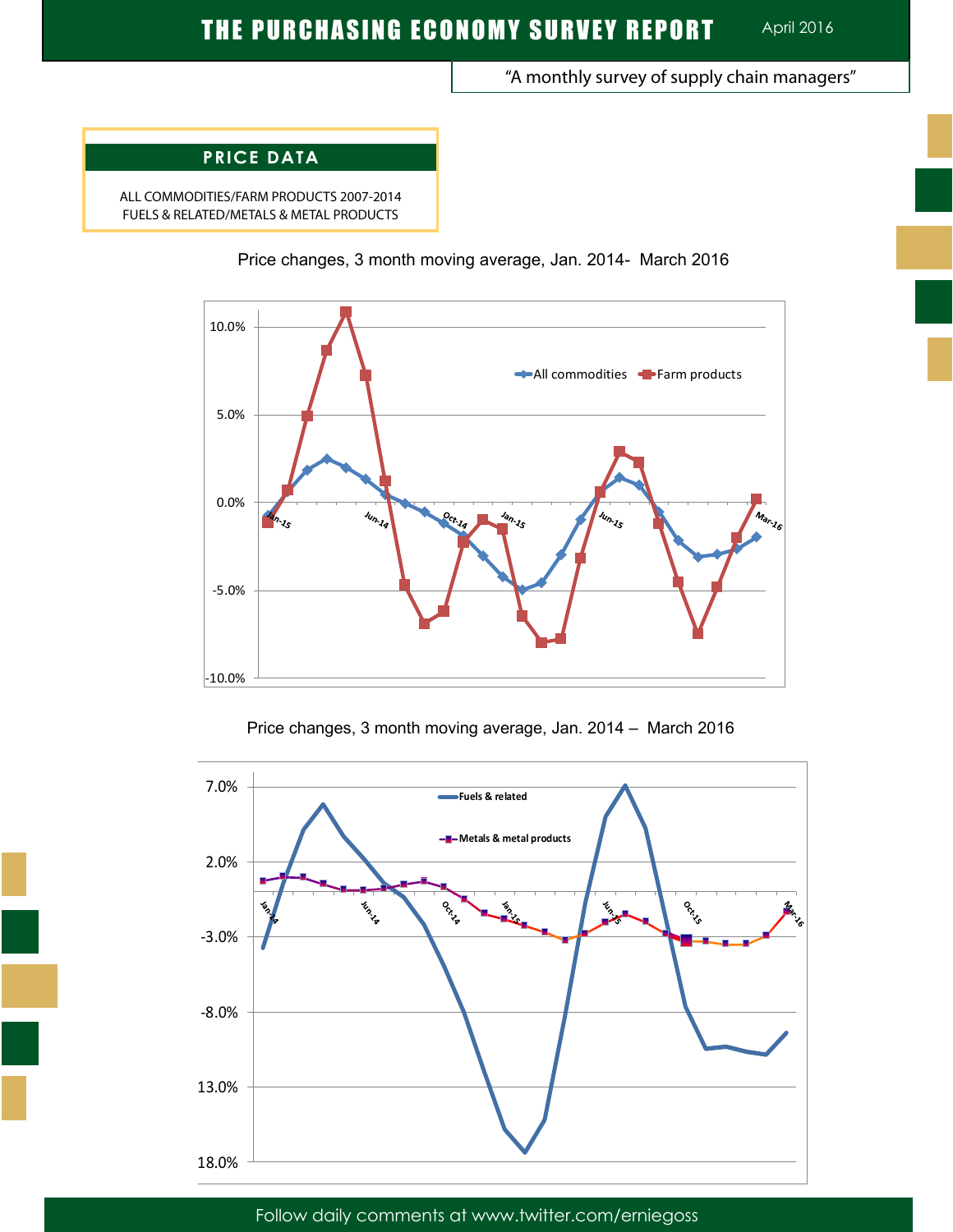# THE PURCHASING ECONOMY SURVEY REPORT

April 2016

"A monthly survey of supply chain managers"

## PRICE DATA

ALL COMMODITIES/FARM PRODUCTS 2007-2014
FUELS & RELATED/METALS & METAL PRODUCTS

Price changes, 3 month moving average, Jan. 2014- March 2016

10.0%
5.0%
0.0%
-5.0%
-10.0%

All commodities
Farm products

Jan-15
Jun-14
Oct-14
Jan-15
Jun-15
Mar-16

Price changes, 3 month moving average, Jan. 2014 – March 2016

7.0%
2.0%
-3.0%
-8.0%
13.0%
18.0%

Fuels & related
Metals & metal products

Jan-14
Jun-14
Oct-14
Jan-15
Jun-15
Oct-15
Mar-16

Follow daily comments at www.twitter.com/erniegoss